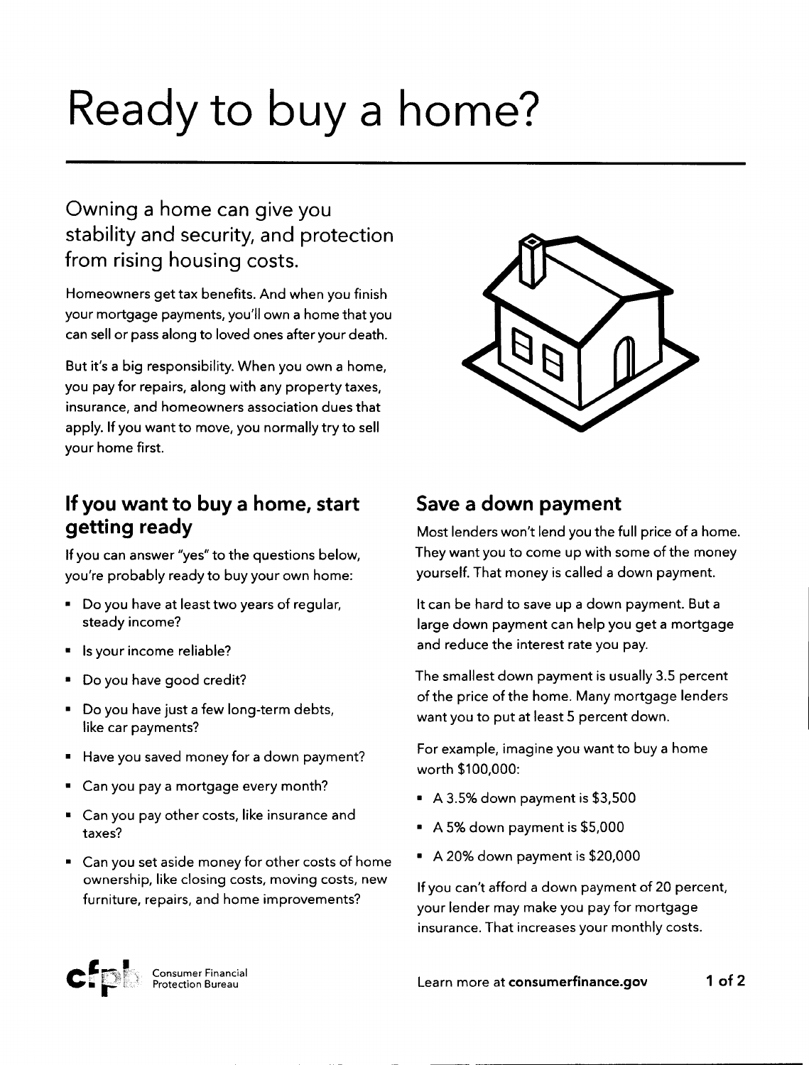# Ready to buy a home?

## Owning a home can give you stability and security, and protection from rising housing costs.

Homeowners get tax benefits. And when you finish your mortgage payments, you'll own a home that you can sell or pass along to loved ones after your death.

But it's a big responsibility. When you own a home, you pay for repairs, along with any property taxes, insurance, and homeowners association dues that apply. If you want to move, you normally try to sell your home first.

### If you want to buy a home, start getting ready

If you can answer "yes" to the questions below, you're probably ready to buy your own home:

- Do you have at least two years of regular, steady income?
- Is your income reliable?
- Do you have good credit?
- Do you have just a few long-term debts, like car payments?
- Have you saved money for a down payment?
- Can you pay a mortgage every month?
- Can you pay other costs, like insurance and taxes?
- Can you set aside money for other costs of home ownership, like closing costs, moving costs, new furniture, repairs, and home improvements?

### Save a down payment

Most lenders won't lend you the full price of a home. They want you to come up with some of the money yourself. That money is called a down payment.

It can be hard to save up a down payment. But a large down payment can help you get a mortgage and reduce the interest rate you pay.

The smallest down payment is usually 3.5 percent of the price of the home. Many mortgage lenders want you to put at least 5 percent down.

For example, imagine you want to buy a home worth $100,000:

- A 3.5% down payment is $3,500
- A 5% down payment is $5,000
- A 20% down payment is $20,000

If you can't afford a down payment of 20 percent, your lender may make you pay for mortgage insurance. That increases your monthly costs.

Consumer Financial Protection Bureau

Learn more at **consumerfinance.gov**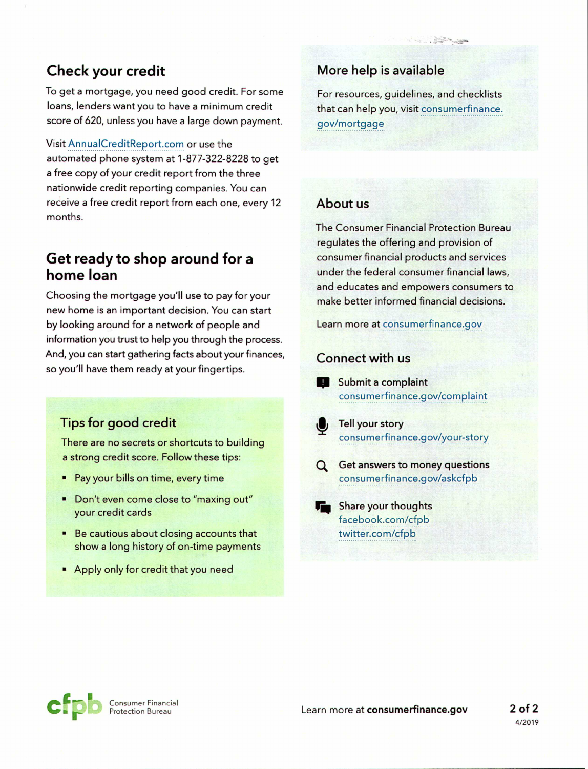## Check your credit

To get a mortgage, you need good credit. For some loans, lenders want you to have a minimum credit score of 620, unless you have a large down payment.

Visit AnnualCreditReport.com or use the automated phone system at 1-877-322-8228 to get a free copy of your credit report from the three nationwide credit reporting companies. You can receive a free credit report from each one, every 12 months.

## Get ready to shop around for a home loan

Choosing the mortgage you'll use to pay for your new home is an important decision. You can start by looking around for a network of people and information you trust to help you through the process. And, you can start gathering facts about your finances, so you'll have them ready at your fingertips.

### Tips for good credit

There are no secrets or shortcuts to building a strong credit score. Follow these tips:

- Pay your bills on time, every time
- Don't even come close to "maxing out" your credit cards
- Be cautious about closing accounts that show a long history of on-time payments
- Apply only for credit that you need

## More help is available

For resources, guidelines, and checklists that can help you, visit consumerfinance.gov/mortgage

## About us

The Consumer Financial Protection Bureau regulates the offering and provision of consumer financial products and services under the federal consumer financial laws, and educates and empowers consumers to make better informed financial decisions.

Learn more at consumerfinance.gov

## Connect with us

**Submit a complaint**
consumerfinance.gov/complaint

**Tell your story**
consumerfinance.gov/your-story

**Get answers to money questions**
consumerfinance.gov/askcfpb

**Share your thoughts**
facebook.com/cfpb
twitter.com/cfpb

cfpb Consumer Financial Protection Bureau

Learn more at **consumerfinance.gov**

4/2019